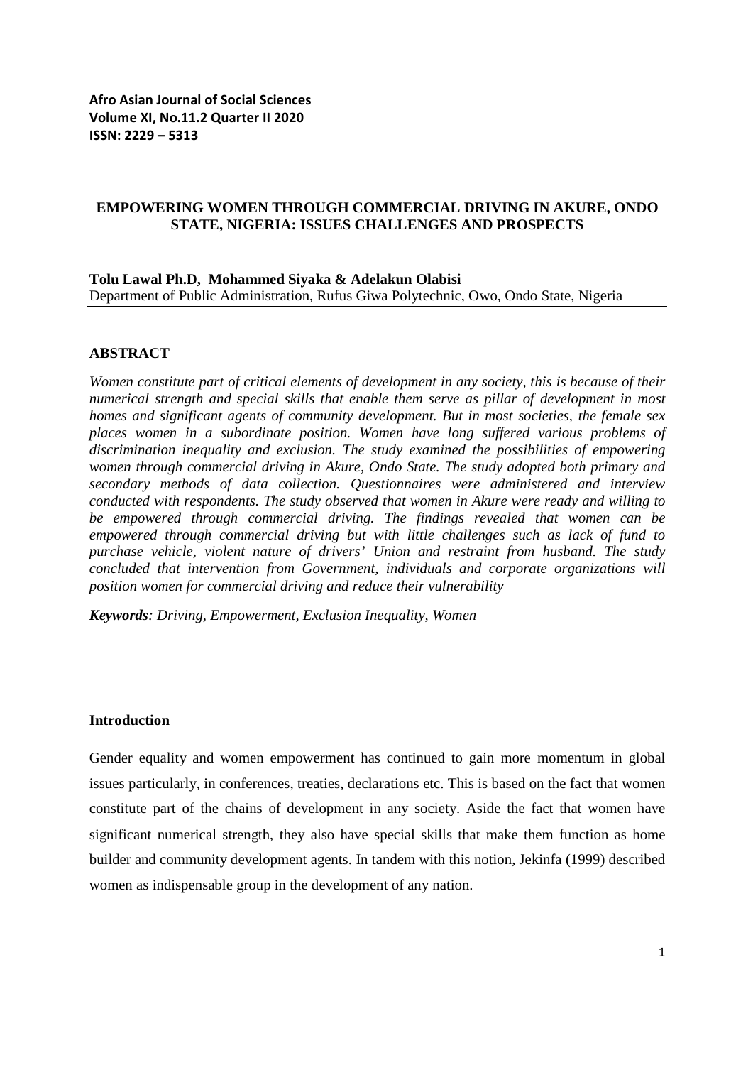**Afro Asian Journal of Social Sciences**
**Volume XI, No.11.2 Quarter II 2020**
**ISSN: 2229 – 5313**

# EMPOWERING WOMEN THROUGH COMMERCIAL DRIVING IN AKURE, ONDO STATE, NIGERIA: ISSUES CHALLENGES AND PROSPECTS

**Tolu Lawal Ph.D, Mohammed Siyaka & Adelakun Olabisi**
Department of Public Administration, Rufus Giwa Polytechnic, Owo, Ondo State, Nigeria

## ABSTRACT

*Women constitute part of critical elements of development in any society, this is because of their numerical strength and special skills that enable them serve as pillar of development in most homes and significant agents of community development. But in most societies, the female sex places women in a subordinate position. Women have long suffered various problems of discrimination inequality and exclusion. The study examined the possibilities of empowering women through commercial driving in Akure, Ondo State. The study adopted both primary and secondary methods of data collection. Questionnaires were administered and interview conducted with respondents. The study observed that women in Akure were ready and willing to be empowered through commercial driving. The findings revealed that women can be empowered through commercial driving but with little challenges such as lack of fund to purchase vehicle, violent nature of drivers' Union and restraint from husband. The study concluded that intervention from Government, individuals and corporate organizations will position women for commercial driving and reduce their vulnerability*

***Keywords****: Driving, Empowerment, Exclusion Inequality, Women*

## Introduction

Gender equality and women empowerment has continued to gain more momentum in global issues particularly, in conferences, treaties, declarations etc. This is based on the fact that women constitute part of the chains of development in any society. Aside the fact that women have significant numerical strength, they also have special skills that make them function as home builder and community development agents. In tandem with this notion, Jekinfa (1999) described women as indispensable group in the development of any nation.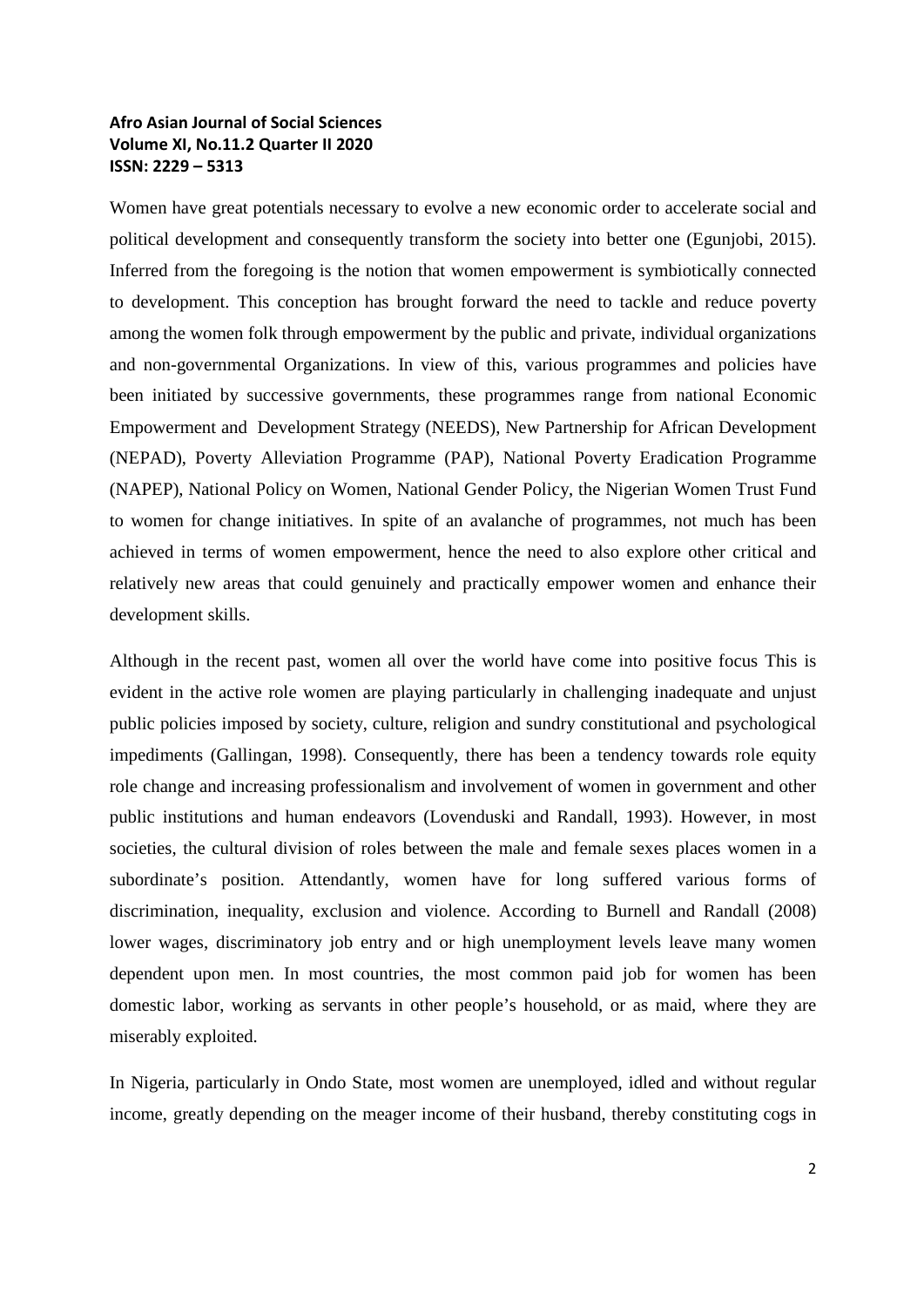Women have great potentials necessary to evolve a new economic order to accelerate social and political development and consequently transform the society into better one (Egunjobi, 2015). Inferred from the foregoing is the notion that women empowerment is symbiotically connected to development. This conception has brought forward the need to tackle and reduce poverty among the women folk through empowerment by the public and private, individual organizations and non-governmental Organizations. In view of this, various programmes and policies have been initiated by successive governments, these programmes range from national Economic Empowerment and Development Strategy (NEEDS), New Partnership for African Development (NEPAD), Poverty Alleviation Programme (PAP), National Poverty Eradication Programme (NAPEP), National Policy on Women, National Gender Policy, the Nigerian Women Trust Fund to women for change initiatives. In spite of an avalanche of programmes, not much has been achieved in terms of women empowerment, hence the need to also explore other critical and relatively new areas that could genuinely and practically empower women and enhance their development skills.

Although in the recent past, women all over the world have come into positive focus This is evident in the active role women are playing particularly in challenging inadequate and unjust public policies imposed by society, culture, religion and sundry constitutional and psychological impediments (Gallingan, 1998). Consequently, there has been a tendency towards role equity role change and increasing professionalism and involvement of women in government and other public institutions and human endeavors (Lovenduski and Randall, 1993). However, in most societies, the cultural division of roles between the male and female sexes places women in a subordinate's position. Attendantly, women have for long suffered various forms of discrimination, inequality, exclusion and violence. According to Burnell and Randall (2008) lower wages, discriminatory job entry and or high unemployment levels leave many women dependent upon men. In most countries, the most common paid job for women has been domestic labor, working as servants in other people's household, or as maid, where they are miserably exploited.

In Nigeria, particularly in Ondo State, most women are unemployed, idled and without regular income, greatly depending on the meager income of their husband, thereby constituting cogs in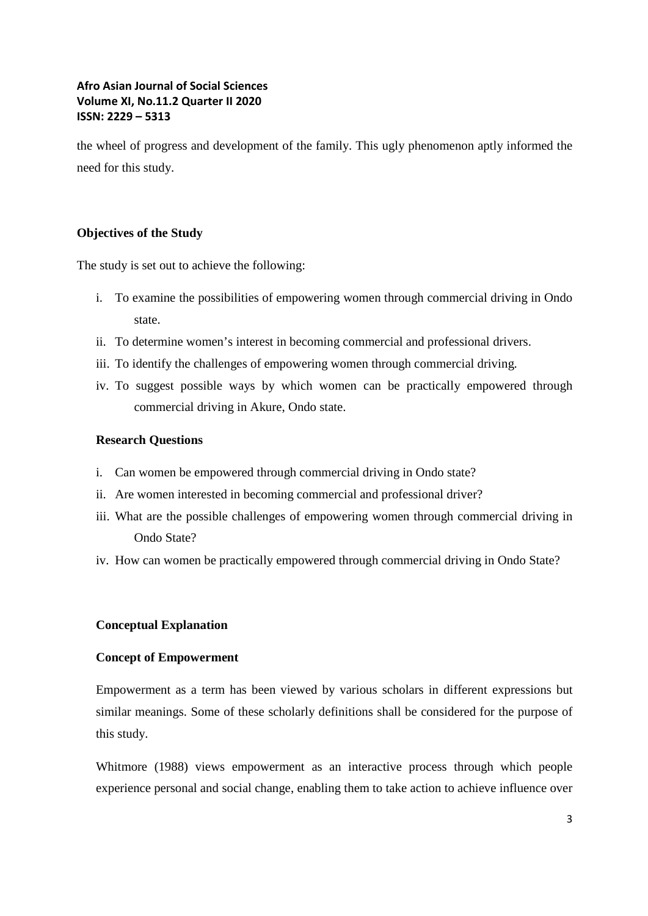the wheel of progress and development of the family. This ugly phenomenon aptly informed the need for this study.

**Objectives of the Study**

The study is set out to achieve the following:

i. To examine the possibilities of empowering women through commercial driving in Ondo state.
ii. To determine women's interest in becoming commercial and professional drivers.
iii. To identify the challenges of empowering women through commercial driving.
iv. To suggest possible ways by which women can be practically empowered through commercial driving in Akure, Ondo state.

**Research Questions**

i. Can women be empowered through commercial driving in Ondo state?
ii. Are women interested in becoming commercial and professional driver?
iii. What are the possible challenges of empowering women through commercial driving in Ondo State?
iv. How can women be practically empowered through commercial driving in Ondo State?

**Conceptual Explanation**

**Concept of Empowerment**

Empowerment as a term has been viewed by various scholars in different expressions but similar meanings. Some of these scholarly definitions shall be considered for the purpose of this study.

Whitmore (1988) views empowerment as an interactive process through which people experience personal and social change, enabling them to take action to achieve influence over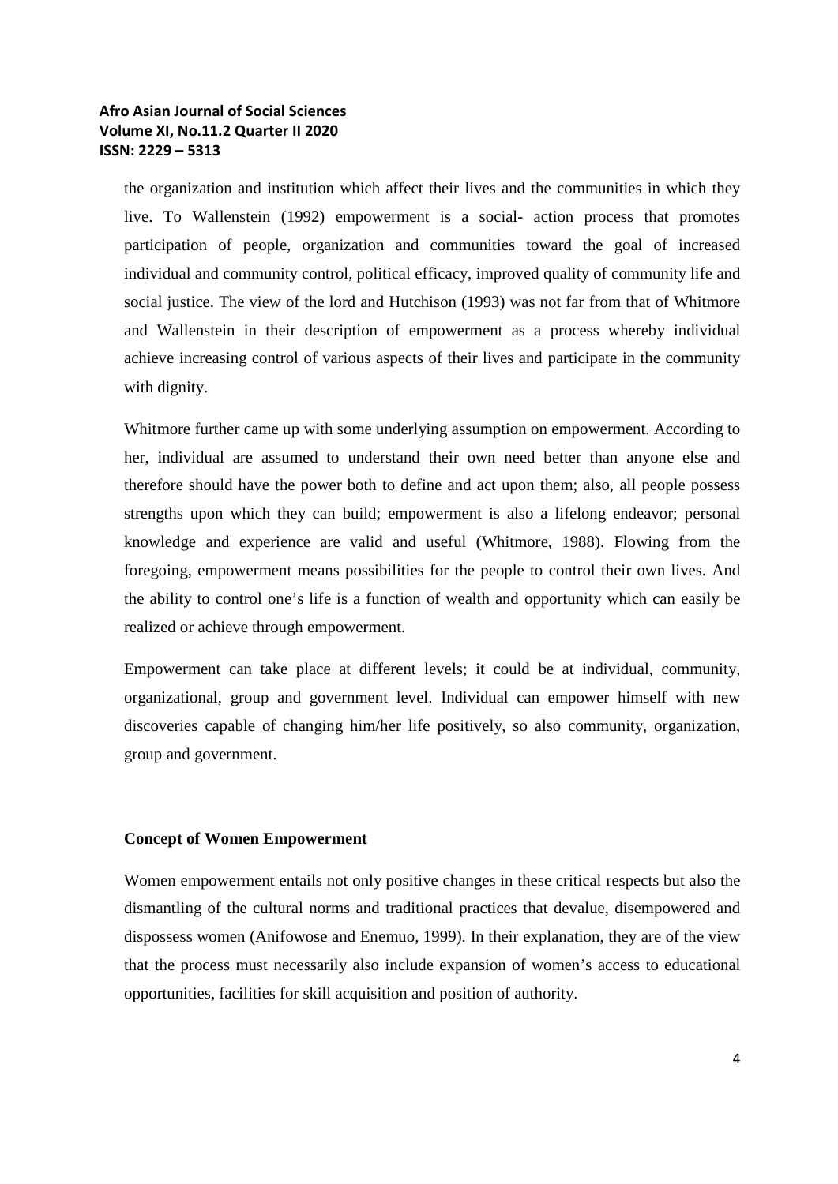the organization and institution which affect their lives and the communities in which they live. To Wallenstein (1992) empowerment is a social- action process that promotes participation of people, organization and communities toward the goal of increased individual and community control, political efficacy, improved quality of community life and social justice. The view of the lord and Hutchison (1993) was not far from that of Whitmore and Wallenstein in their description of empowerment as a process whereby individual achieve increasing control of various aspects of their lives and participate in the community with dignity.

Whitmore further came up with some underlying assumption on empowerment. According to her, individual are assumed to understand their own need better than anyone else and therefore should have the power both to define and act upon them; also, all people possess strengths upon which they can build; empowerment is also a lifelong endeavor; personal knowledge and experience are valid and useful (Whitmore, 1988). Flowing from the foregoing, empowerment means possibilities for the people to control their own lives. And the ability to control one's life is a function of wealth and opportunity which can easily be realized or achieve through empowerment.

Empowerment can take place at different levels; it could be at individual, community, organizational, group and government level. Individual can empower himself with new discoveries capable of changing him/her life positively, so also community, organization, group and government.

**Concept of Women Empowerment**

Women empowerment entails not only positive changes in these critical respects but also the dismantling of the cultural norms and traditional practices that devalue, disempowered and dispossess women (Anifowose and Enemuo, 1999). In their explanation, they are of the view that the process must necessarily also include expansion of women's access to educational opportunities, facilities for skill acquisition and position of authority.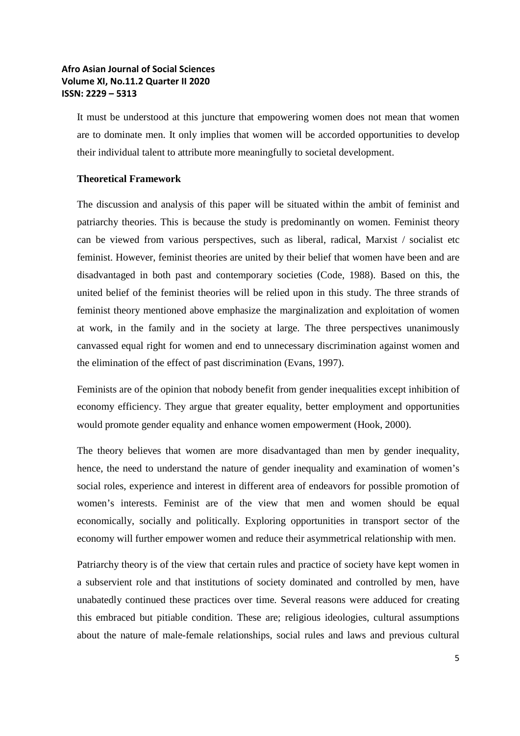It must be understood at this juncture that empowering women does not mean that women are to dominate men. It only implies that women will be accorded opportunities to develop their individual talent to attribute more meaningfully to societal development.

**Theoretical Framework**

The discussion and analysis of this paper will be situated within the ambit of feminist and patriarchy theories. This is because the study is predominantly on women. Feminist theory can be viewed from various perspectives, such as liberal, radical, Marxist / socialist etc feminist. However, feminist theories are united by their belief that women have been and are disadvantaged in both past and contemporary societies (Code, 1988). Based on this, the united belief of the feminist theories will be relied upon in this study. The three strands of feminist theory mentioned above emphasize the marginalization and exploitation of women at work, in the family and in the society at large. The three perspectives unanimously canvassed equal right for women and end to unnecessary discrimination against women and the elimination of the effect of past discrimination (Evans, 1997).

Feminists are of the opinion that nobody benefit from gender inequalities except inhibition of economy efficiency. They argue that greater equality, better employment and opportunities would promote gender equality and enhance women empowerment (Hook, 2000).

The theory believes that women are more disadvantaged than men by gender inequality, hence, the need to understand the nature of gender inequality and examination of women's social roles, experience and interest in different area of endeavors for possible promotion of women's interests. Feminist are of the view that men and women should be equal economically, socially and politically. Exploring opportunities in transport sector of the economy will further empower women and reduce their asymmetrical relationship with men.

Patriarchy theory is of the view that certain rules and practice of society have kept women in a subservient role and that institutions of society dominated and controlled by men, have unabatedly continued these practices over time. Several reasons were adduced for creating this embraced but pitiable condition. These are; religious ideologies, cultural assumptions about the nature of male-female relationships, social rules and laws and previous cultural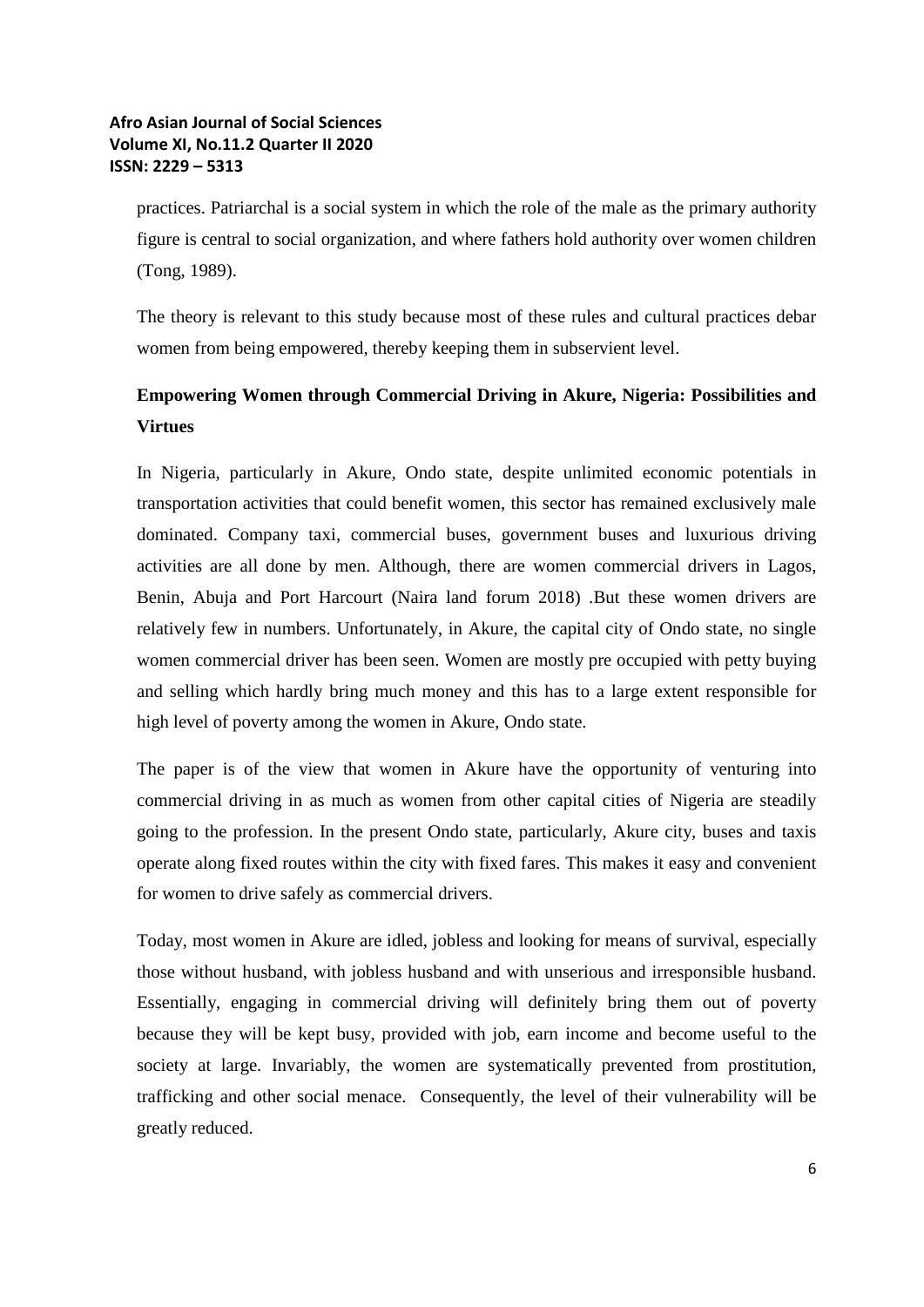practices. Patriarchal is a social system in which the role of the male as the primary authority figure is central to social organization, and where fathers hold authority over women children (Tong, 1989).

The theory is relevant to this study because most of these rules and cultural practices debar women from being empowered, thereby keeping them in subservient level.

## Empowering Women through Commercial Driving in Akure, Nigeria: Possibilities and Virtues

In Nigeria, particularly in Akure, Ondo state, despite unlimited economic potentials in transportation activities that could benefit women, this sector has remained exclusively male dominated. Company taxi, commercial buses, government buses and luxurious driving activities are all done by men. Although, there are women commercial drivers in Lagos, Benin, Abuja and Port Harcourt (Naira land forum 2018) .But these women drivers are relatively few in numbers. Unfortunately, in Akure, the capital city of Ondo state, no single women commercial driver has been seen. Women are mostly pre occupied with petty buying and selling which hardly bring much money and this has to a large extent responsible for high level of poverty among the women in Akure, Ondo state.

The paper is of the view that women in Akure have the opportunity of venturing into commercial driving in as much as women from other capital cities of Nigeria are steadily going to the profession. In the present Ondo state, particularly, Akure city, buses and taxis operate along fixed routes within the city with fixed fares. This makes it easy and convenient for women to drive safely as commercial drivers.

Today, most women in Akure are idled, jobless and looking for means of survival, especially those without husband, with jobless husband and with unserious and irresponsible husband. Essentially, engaging in commercial driving will definitely bring them out of poverty because they will be kept busy, provided with job, earn income and become useful to the society at large. Invariably, the women are systematically prevented from prostitution, trafficking and other social menace. Consequently, the level of their vulnerability will be greatly reduced.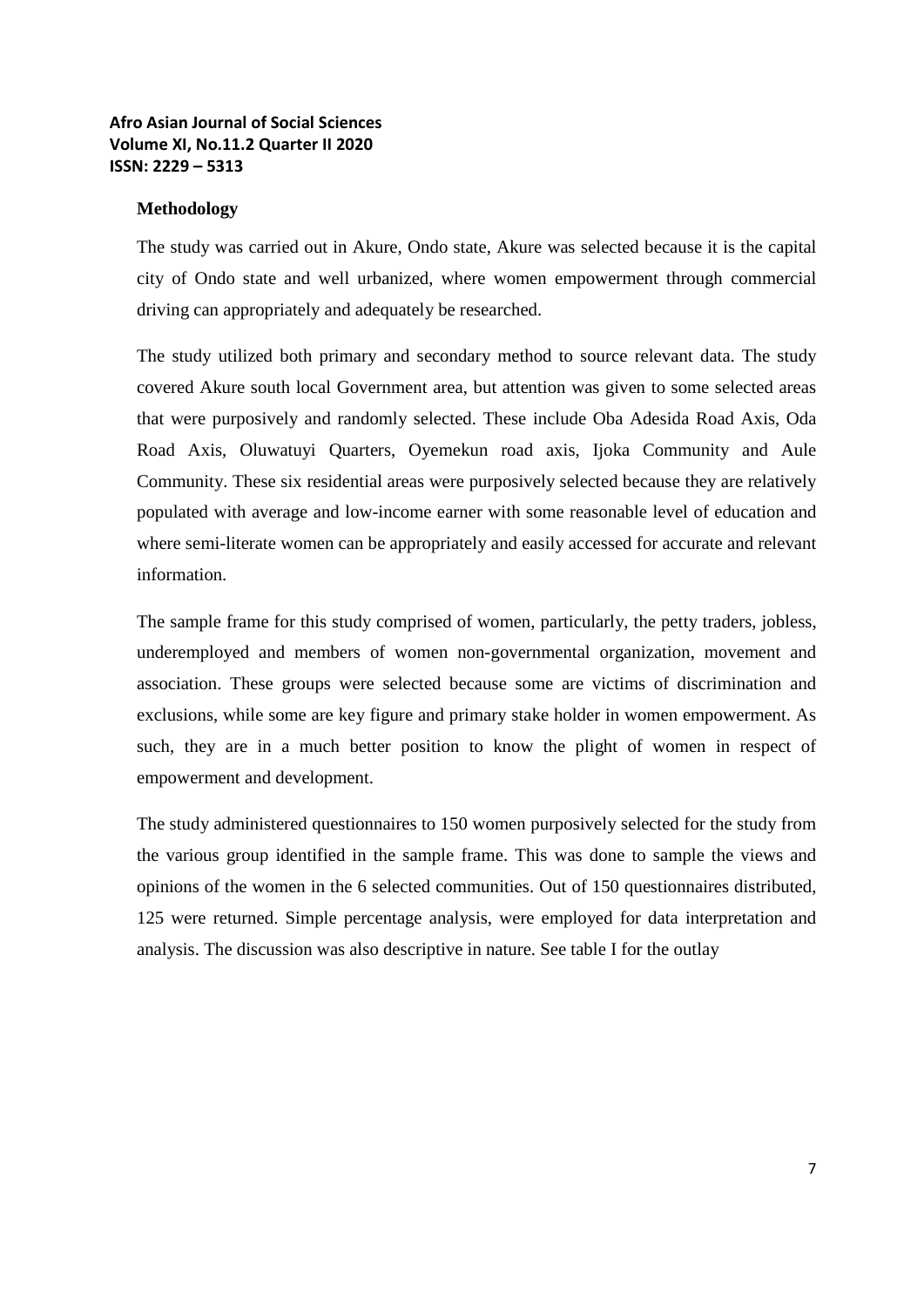## Methodology

The study was carried out in Akure, Ondo state, Akure was selected because it is the capital city of Ondo state and well urbanized, where women empowerment through commercial driving can appropriately and adequately be researched.

The study utilized both primary and secondary method to source relevant data. The study covered Akure south local Government area, but attention was given to some selected areas that were purposively and randomly selected. These include Oba Adesida Road Axis, Oda Road Axis, Oluwatuyi Quarters, Oyemekun road axis, Ijoka Community and Aule Community. These six residential areas were purposively selected because they are relatively populated with average and low-income earner with some reasonable level of education and where semi-literate women can be appropriately and easily accessed for accurate and relevant information.

The sample frame for this study comprised of women, particularly, the petty traders, jobless, underemployed and members of women non-governmental organization, movement and association. These groups were selected because some are victims of discrimination and exclusions, while some are key figure and primary stake holder in women empowerment. As such, they are in a much better position to know the plight of women in respect of empowerment and development.

The study administered questionnaires to 150 women purposively selected for the study from the various group identified in the sample frame. This was done to sample the views and opinions of the women in the 6 selected communities. Out of 150 questionnaires distributed, 125 were returned. Simple percentage analysis, were employed for data interpretation and analysis. The discussion was also descriptive in nature. See table I for the outlay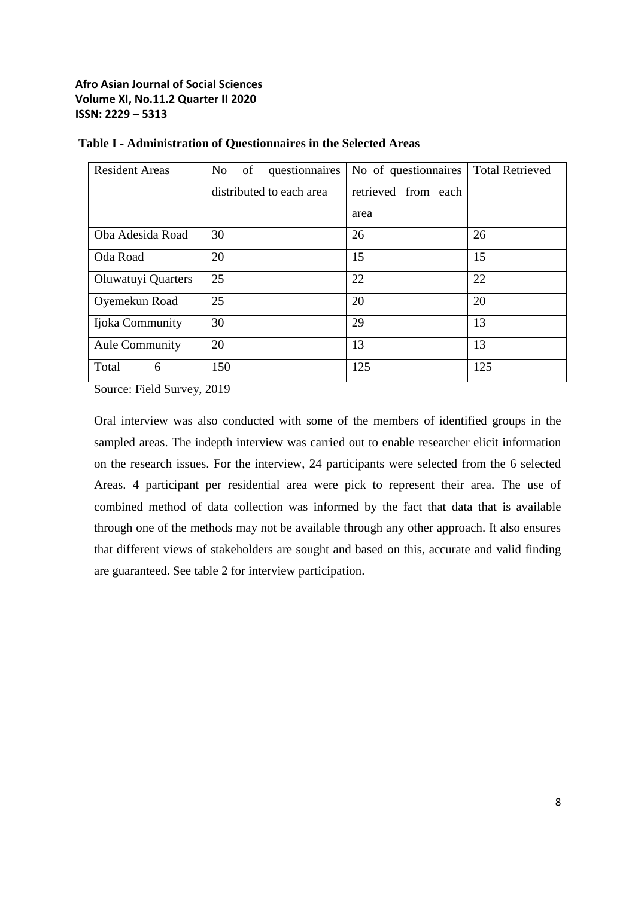**Table I - Administration of Questionnaires in the Selected Areas**

| Resident Areas | No of questionnaires distributed to each area | No of questionnaires retrieved from each area | Total Retrieved |
|---|---|---|---|
| Oba Adesida Road | 30 | 26 | 26 |
| Oda Road | 20 | 15 | 15 |
| Oluwatuyi Quarters | 25 | 22 | 22 |
| Oyemekun Road | 25 | 20 | 20 |
| Ijoka Community | 30 | 29 | 13 |
| Aule Community | 20 | 13 | 13 |
| Total 6 | 150 | 125 | 125 |

Source: Field Survey, 2019

Oral interview was also conducted with some of the members of identified groups in the sampled areas. The indepth interview was carried out to enable researcher elicit information on the research issues. For the interview, 24 participants were selected from the 6 selected Areas. 4 participant per residential area were pick to represent their area. The use of combined method of data collection was informed by the fact that data that is available through one of the methods may not be available through any other approach. It also ensures that different views of stakeholders are sought and based on this, accurate and valid finding are guaranteed. See table 2 for interview participation.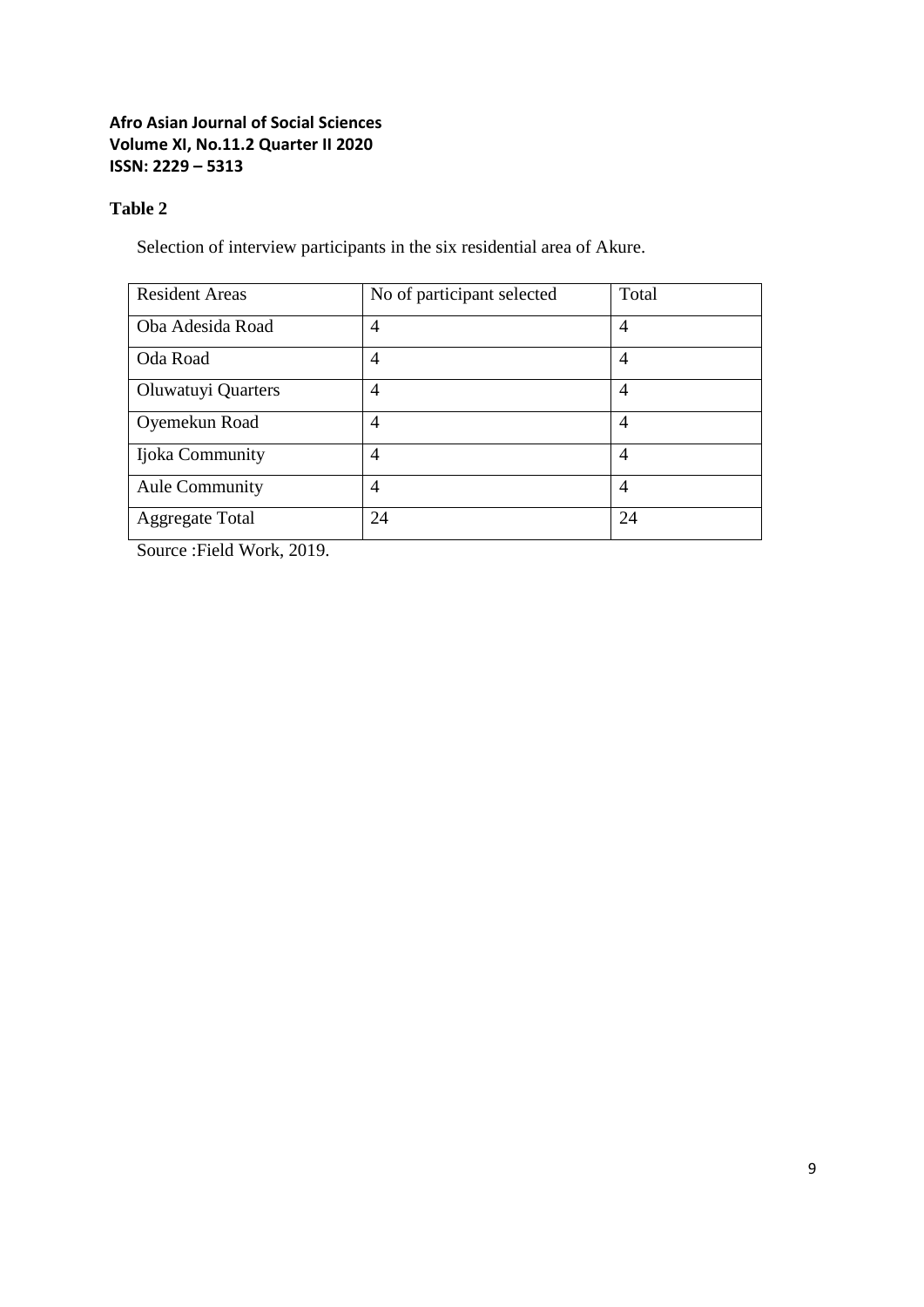**Table 2**

Selection of interview participants in the six residential area of Akure.

| Resident Areas | No of participant selected | Total |
|---|---|---|
| Oba Adesida Road | 4 | 4 |
| Oda Road | 4 | 4 |
| Oluwatuyi Quarters | 4 | 4 |
| Oyemekun Road | 4 | 4 |
| Ijoka Community | 4 | 4 |
| Aule Community | 4 | 4 |
| Aggregate Total | 24 | 24 |

Source :Field Work, 2019.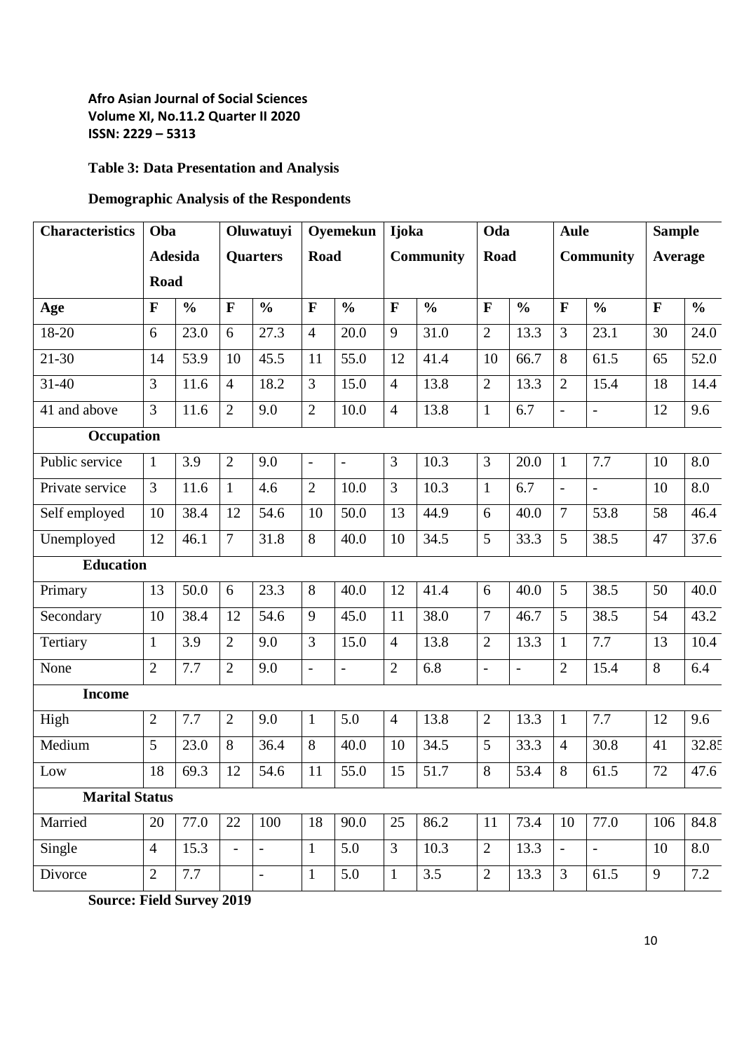**Table 3: Data Presentation and Analysis**

**Demographic Analysis of the Respondents**

| Characteristics | Oba Adesida Road | | Oluwatuyi Quarters | | Oyemekun Road | | Ijoka Community | | Oda Road | | Aule Community | | Sample Average | |
|---|---|---|---|---|---|---|---|---|---|---|---|---|---|---|
| **Age** | **F** | **%** | **F** | **%** | **F** | **%** | **F** | **%** | **F** | **%** | **F** | **%** | **F** | **%** |
| 18-20 | 6 | 23.0 | 6 | 27.3 | 4 | 20.0 | 9 | 31.0 | 2 | 13.3 | 3 | 23.1 | 30 | 24.0 |
| 21-30 | 14 | 53.9 | 10 | 45.5 | 11 | 55.0 | 12 | 41.4 | 10 | 66.7 | 8 | 61.5 | 65 | 52.0 |
| 31-40 | 3 | 11.6 | 4 | 18.2 | 3 | 15.0 | 4 | 13.8 | 2 | 13.3 | 2 | 15.4 | 18 | 14.4 |
| 41 and above | 3 | 11.6 | 2 | 9.0 | 2 | 10.0 | 4 | 13.8 | 1 | 6.7 | - | - | 12 | 9.6 |
| **Occupation** | | | | | | | | | | | | | | |
| Public service | 1 | 3.9 | 2 | 9.0 | - | - | 3 | 10.3 | 3 | 20.0 | 1 | 7.7 | 10 | 8.0 |
| Private service | 3 | 11.6 | 1 | 4.6 | 2 | 10.0 | 3 | 10.3 | 1 | 6.7 | - | - | 10 | 8.0 |
| Self employed | 10 | 38.4 | 12 | 54.6 | 10 | 50.0 | 13 | 44.9 | 6 | 40.0 | 7 | 53.8 | 58 | 46.4 |
| Unemployed | 12 | 46.1 | 7 | 31.8 | 8 | 40.0 | 10 | 34.5 | 5 | 33.3 | 5 | 38.5 | 47 | 37.6 |
| **Education** | | | | | | | | | | | | | | |
| Primary | 13 | 50.0 | 6 | 23.3 | 8 | 40.0 | 12 | 41.4 | 6 | 40.0 | 5 | 38.5 | 50 | 40.0 |
| Secondary | 10 | 38.4 | 12 | 54.6 | 9 | 45.0 | 11 | 38.0 | 7 | 46.7 | 5 | 38.5 | 54 | 43.2 |
| Tertiary | 1 | 3.9 | 2 | 9.0 | 3 | 15.0 | 4 | 13.8 | 2 | 13.3 | 1 | 7.7 | 13 | 10.4 |
| None | 2 | 7.7 | 2 | 9.0 | - | - | 2 | 6.8 | - | - | 2 | 15.4 | 8 | 6.4 |
| **Income** | | | | | | | | | | | | | | |
| High | 2 | 7.7 | 2 | 9.0 | 1 | 5.0 | 4 | 13.8 | 2 | 13.3 | 1 | 7.7 | 12 | 9.6 |
| Medium | 5 | 23.0 | 8 | 36.4 | 8 | 40.0 | 10 | 34.5 | 5 | 33.3 | 4 | 30.8 | 41 | 32.85 |
| Low | 18 | 69.3 | 12 | 54.6 | 11 | 55.0 | 15 | 51.7 | 8 | 53.4 | 8 | 61.5 | 72 | 47.6 |
| **Marital Status** | | | | | | | | | | | | | | |
| Married | 20 | 77.0 | 22 | 100 | 18 | 90.0 | 25 | 86.2 | 11 | 73.4 | 10 | 77.0 | 106 | 84.8 |
| Single | 4 | 15.3 | - | - | 1 | 5.0 | 3 | 10.3 | 2 | 13.3 | - | - | 10 | 8.0 |
| Divorce | 2 | 7.7 | | - | 1 | 5.0 | 1 | 3.5 | 2 | 13.3 | 3 | 61.5 | 9 | 7.2 |

**Source: Field Survey 2019**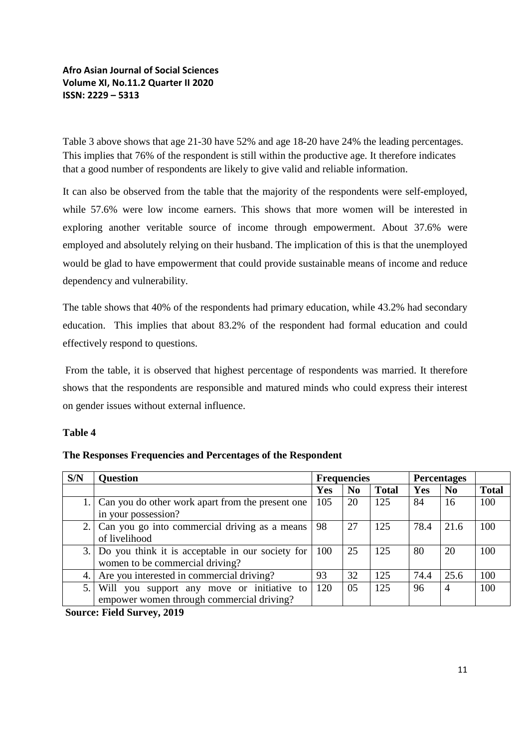Table 3 above shows that age 21-30 have 52% and age 18-20 have 24% the leading percentages. This implies that 76% of the respondent is still within the productive age. It therefore indicates that a good number of respondents are likely to give valid and reliable information.

It can also be observed from the table that the majority of the respondents were self-employed, while 57.6% were low income earners. This shows that more women will be interested in exploring another veritable source of income through empowerment. About 37.6% were employed and absolutely relying on their husband. The implication of this is that the unemployed would be glad to have empowerment that could provide sustainable means of income and reduce dependency and vulnerability.

The table shows that 40% of the respondents had primary education, while 43.2% had secondary education. This implies that about 83.2% of the respondent had formal education and could effectively respond to questions.

From the table, it is observed that highest percentage of respondents was married. It therefore shows that the respondents are responsible and matured minds who could express their interest on gender issues without external influence.

**Table 4**

**The Responses Frequencies and Percentages of the Respondent**

| S/N | Question | Frequencies | | | Percentages | | |
|---|---|---|---|---|---|---|---|
| | | Yes | No | Total | Yes | No | Total |
| 1. | Can you do other work apart from the present one in your possession? | 105 | 20 | 125 | 84 | 16 | 100 |
| 2. | Can you go into commercial driving as a means of livelihood | 98 | 27 | 125 | 78.4 | 21.6 | 100 |
| 3. | Do you think it is acceptable in our society for women to be commercial driving? | 100 | 25 | 125 | 80 | 20 | 100 |
| 4. | Are you interested in commercial driving? | 93 | 32 | 125 | 74.4 | 25.6 | 100 |
| 5. | Will you support any move or initiative to empower women through commercial driving? | 120 | 05 | 125 | 96 | 4 | 100 |

**Source: Field Survey, 2019**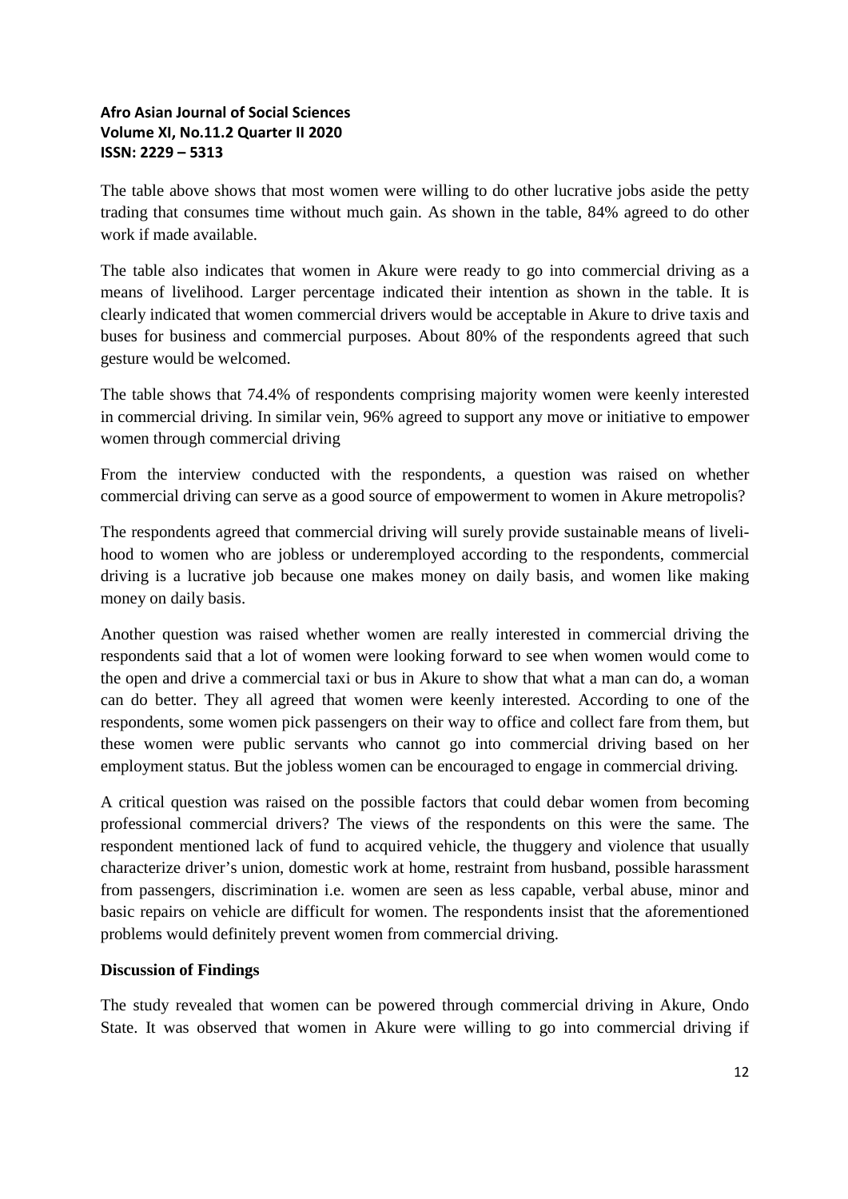The table above shows that most women were willing to do other lucrative jobs aside the petty trading that consumes time without much gain. As shown in the table, 84% agreed to do other work if made available.

The table also indicates that women in Akure were ready to go into commercial driving as a means of livelihood. Larger percentage indicated their intention as shown in the table. It is clearly indicated that women commercial drivers would be acceptable in Akure to drive taxis and buses for business and commercial purposes. About 80% of the respondents agreed that such gesture would be welcomed.

The table shows that 74.4% of respondents comprising majority women were keenly interested in commercial driving. In similar vein, 96% agreed to support any move or initiative to empower women through commercial driving

From the interview conducted with the respondents, a question was raised on whether commercial driving can serve as a good source of empowerment to women in Akure metropolis?

The respondents agreed that commercial driving will surely provide sustainable means of livelihood to women who are jobless or underemployed according to the respondents, commercial driving is a lucrative job because one makes money on daily basis, and women like making money on daily basis.

Another question was raised whether women are really interested in commercial driving the respondents said that a lot of women were looking forward to see when women would come to the open and drive a commercial taxi or bus in Akure to show that what a man can do, a woman can do better. They all agreed that women were keenly interested. According to one of the respondents, some women pick passengers on their way to office and collect fare from them, but these women were public servants who cannot go into commercial driving based on her employment status. But the jobless women can be encouraged to engage in commercial driving.

A critical question was raised on the possible factors that could debar women from becoming professional commercial drivers? The views of the respondents on this were the same. The respondent mentioned lack of fund to acquired vehicle, the thuggery and violence that usually characterize driver's union, domestic work at home, restraint from husband, possible harassment from passengers, discrimination i.e. women are seen as less capable, verbal abuse, minor and basic repairs on vehicle are difficult for women. The respondents insist that the aforementioned problems would definitely prevent women from commercial driving.

**Discussion of Findings**

The study revealed that women can be powered through commercial driving in Akure, Ondo State. It was observed that women in Akure were willing to go into commercial driving if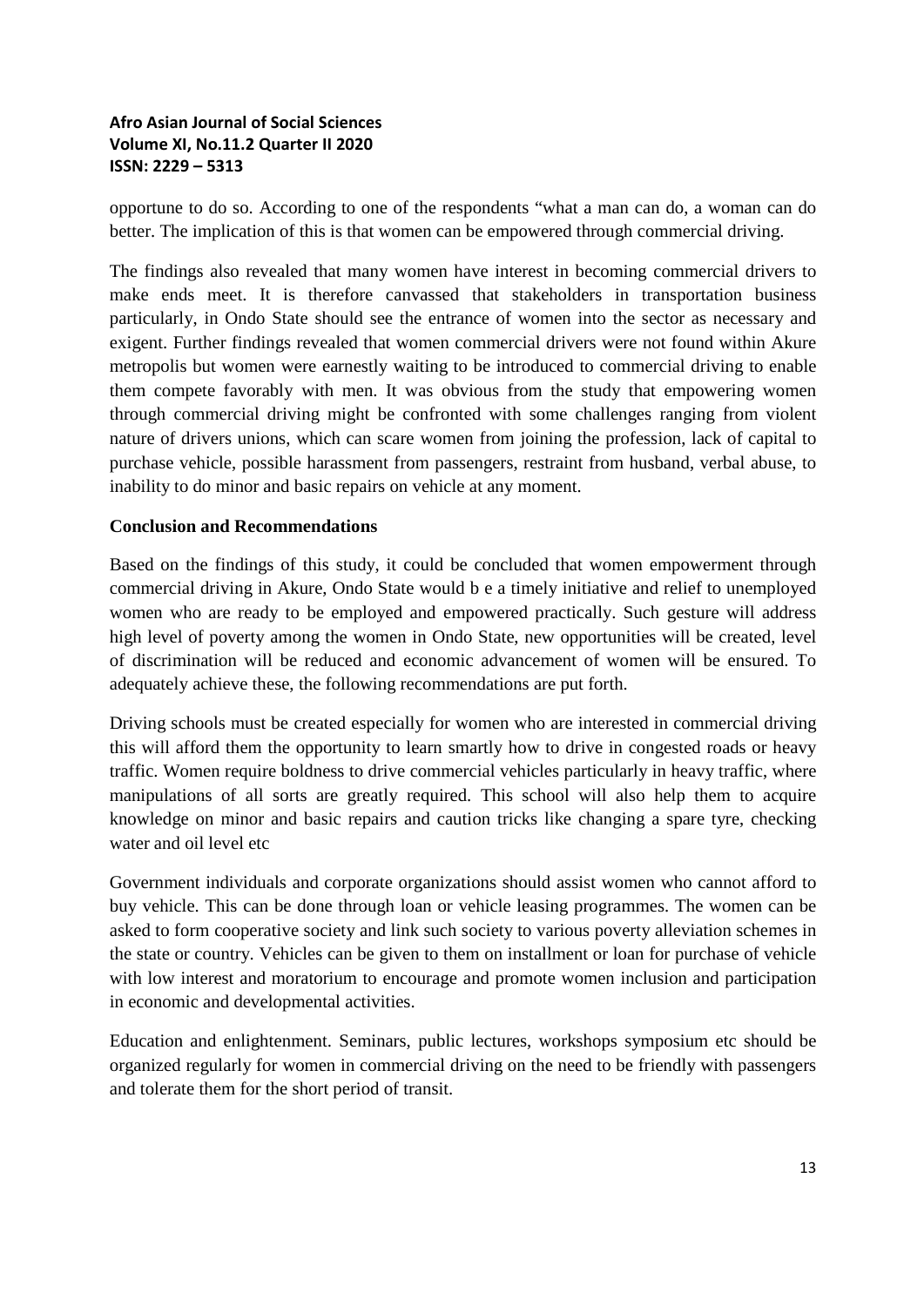opportune to do so. According to one of the respondents "what a man can do, a woman can do better. The implication of this is that women can be empowered through commercial driving.

The findings also revealed that many women have interest in becoming commercial drivers to make ends meet. It is therefore canvassed that stakeholders in transportation business particularly, in Ondo State should see the entrance of women into the sector as necessary and exigent. Further findings revealed that women commercial drivers were not found within Akure metropolis but women were earnestly waiting to be introduced to commercial driving to enable them compete favorably with men. It was obvious from the study that empowering women through commercial driving might be confronted with some challenges ranging from violent nature of drivers unions, which can scare women from joining the profession, lack of capital to purchase vehicle, possible harassment from passengers, restraint from husband, verbal abuse, to inability to do minor and basic repairs on vehicle at any moment.

**Conclusion and Recommendations**

Based on the findings of this study, it could be concluded that women empowerment through commercial driving in Akure, Ondo State would b e a timely initiative and relief to unemployed women who are ready to be employed and empowered practically. Such gesture will address high level of poverty among the women in Ondo State, new opportunities will be created, level of discrimination will be reduced and economic advancement of women will be ensured. To adequately achieve these, the following recommendations are put forth.

Driving schools must be created especially for women who are interested in commercial driving this will afford them the opportunity to learn smartly how to drive in congested roads or heavy traffic. Women require boldness to drive commercial vehicles particularly in heavy traffic, where manipulations of all sorts are greatly required. This school will also help them to acquire knowledge on minor and basic repairs and caution tricks like changing a spare tyre, checking water and oil level etc

Government individuals and corporate organizations should assist women who cannot afford to buy vehicle. This can be done through loan or vehicle leasing programmes. The women can be asked to form cooperative society and link such society to various poverty alleviation schemes in the state or country. Vehicles can be given to them on installment or loan for purchase of vehicle with low interest and moratorium to encourage and promote women inclusion and participation in economic and developmental activities.

Education and enlightenment. Seminars, public lectures, workshops symposium etc should be organized regularly for women in commercial driving on the need to be friendly with passengers and tolerate them for the short period of transit.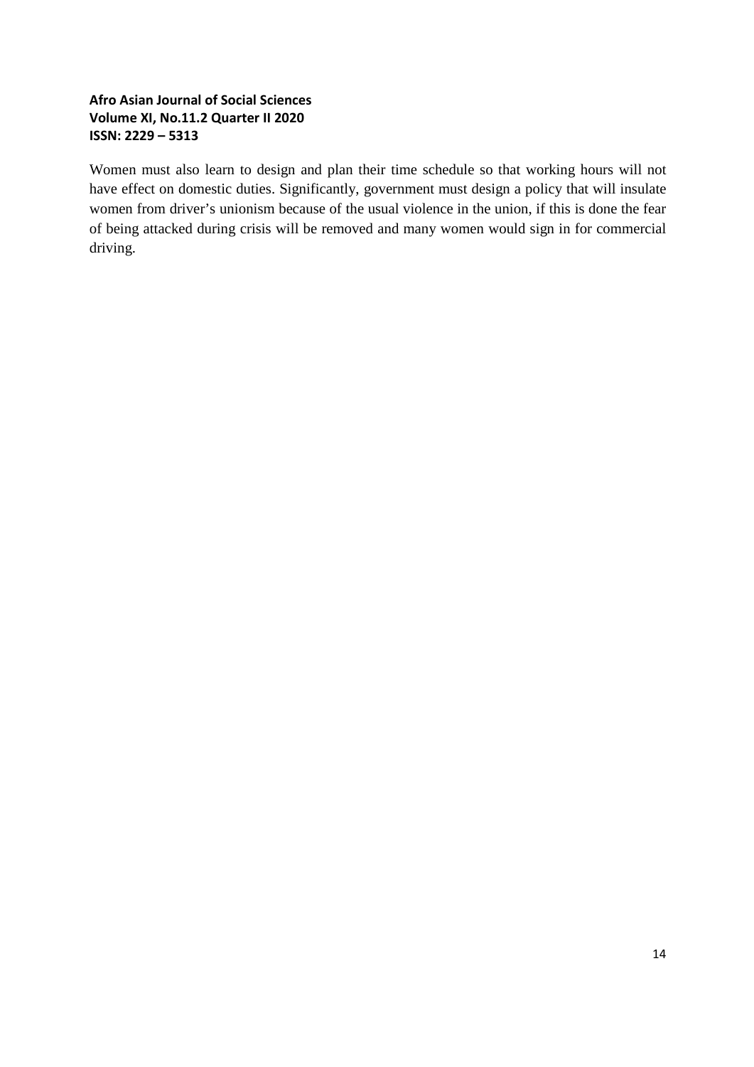Women must also learn to design and plan their time schedule so that working hours will not have effect on domestic duties. Significantly, government must design a policy that will insulate women from driver's unionism because of the usual violence in the union, if this is done the fear of being attacked during crisis will be removed and many women would sign in for commercial driving.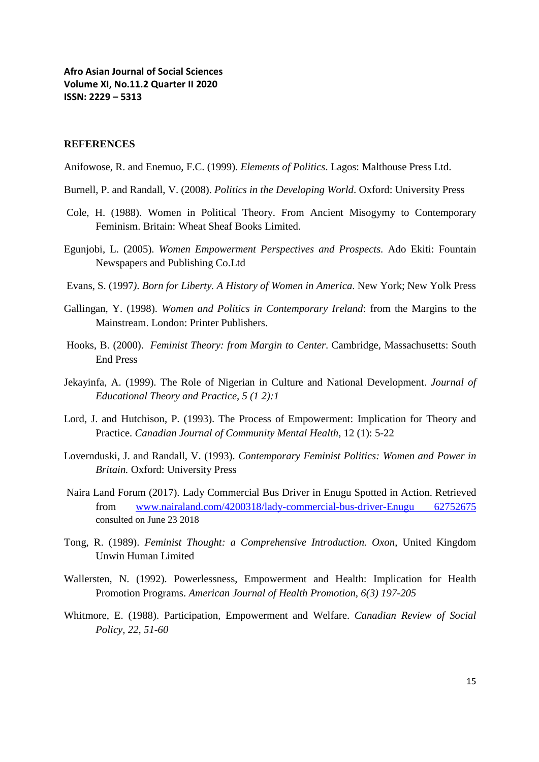## REFERENCES

Anifowose, R. and Enemuo, F.C. (1999). *Elements of Politics*. Lagos: Malthouse Press Ltd.

Burnell, P. and Randall, V. (2008). *Politics in the Developing World*. Oxford: University Press

Cole, H. (1988). Women in Political Theory. From Ancient Misogymy to Contemporary Feminism. Britain: Wheat Sheaf Books Limited.

Egunjobi, L. (2005). *Women Empowerment Perspectives and Prospects.* Ado Ekiti: Fountain Newspapers and Publishing Co.Ltd

Evans, S. (1997*). Born for Liberty. A History of Women in America*. New York; New Yolk Press

Gallingan, Y. (1998). *Women and Politics in Contemporary Ireland*: from the Margins to the Mainstream. London: Printer Publishers.

Hooks, B. (2000). *Feminist Theory: from Margin to Center*. Cambridge, Massachusetts: South End Press

Jekayinfa, A. (1999). The Role of Nigerian in Culture and National Development. *Journal of Educational Theory and Practice, 5 (1 2):1*

Lord, J. and Hutchison, P. (1993). The Process of Empowerment: Implication for Theory and Practice. *Canadian Journal of Community Mental Health*, 12 (1): 5-22

Lovernduski, J. and Randall, V. (1993). *Contemporary Feminist Politics: Women and Power in Britain.* Oxford: University Press

Naira Land Forum (2017). Lady Commercial Bus Driver in Enugu Spotted in Action. Retrieved from www.nairaland.com/4200318/lady-commercial-bus-driver-Enugu 62752675 consulted on June 23 2018

Tong, R. (1989). *Feminist Thought: a Comprehensive Introduction. Oxon*, United Kingdom Unwin Human Limited

Wallersten, N. (1992). Powerlessness, Empowerment and Health: Implication for Health Promotion Programs. *American Journal of Health Promotion, 6(3) 197-205*

Whitmore, E. (1988). Participation, Empowerment and Welfare. *Canadian Review of Social Policy, 22, 51-60*